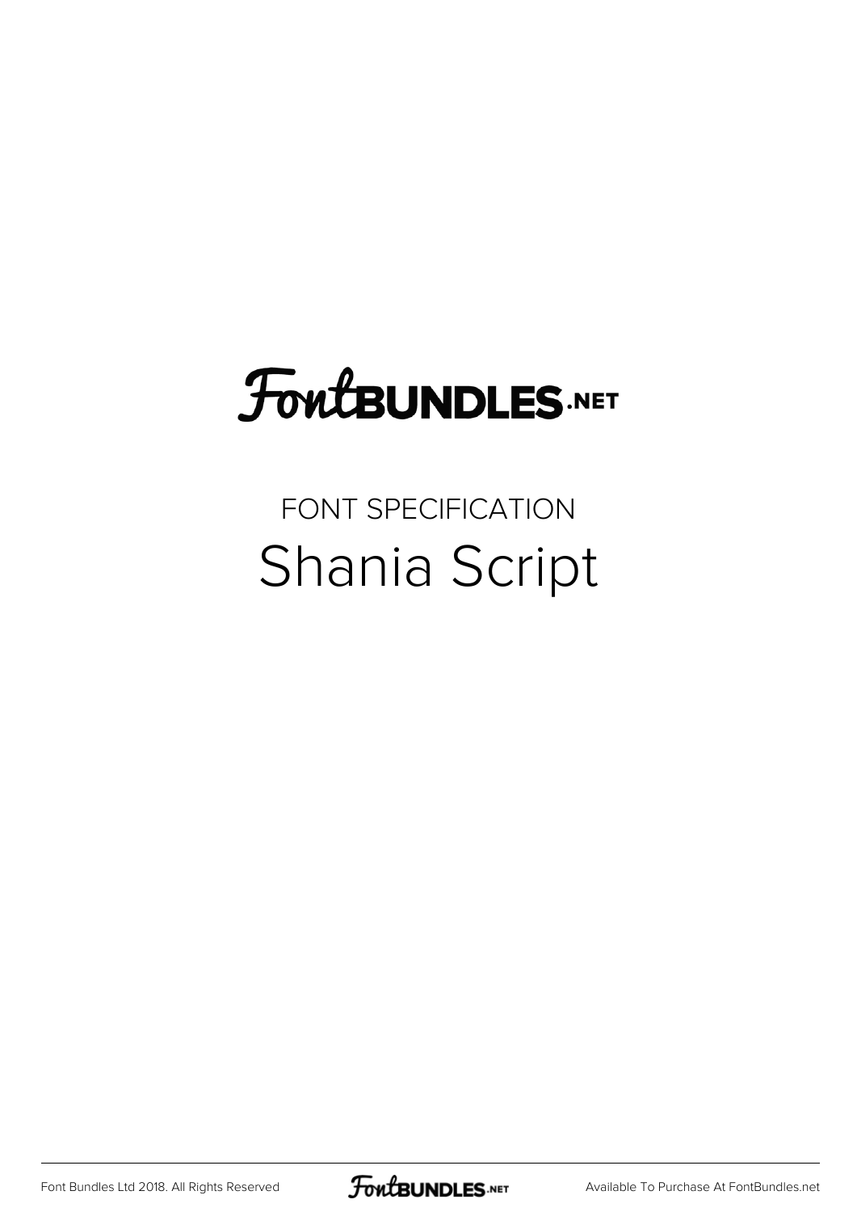FontBUNDLES.NET

FONT SPECIFICATION

# Shania Script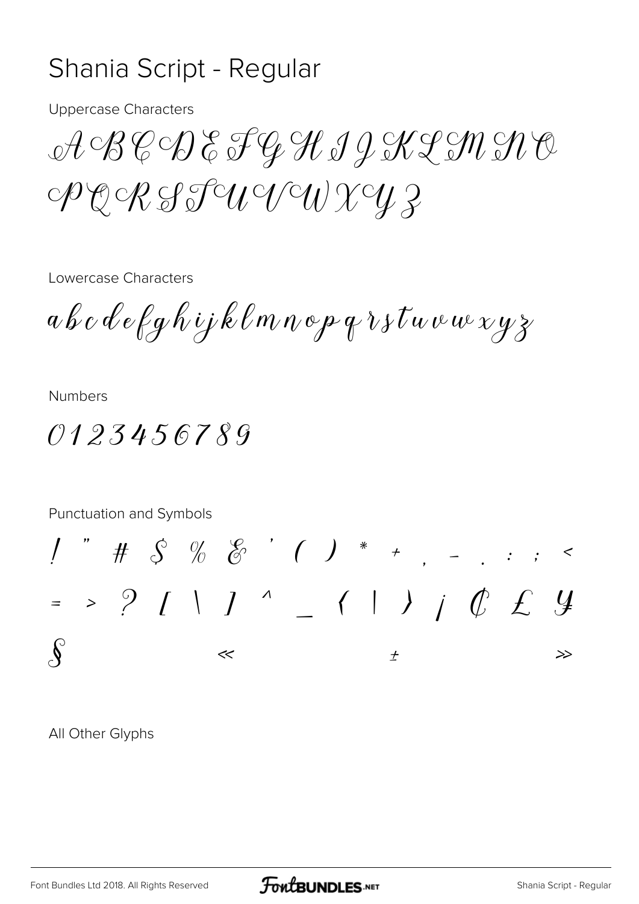# Shania Script - Regular

Uppercase Characters

A B C D E F G H I J K L M N O
P Q R S T U V W X Y Z

Lowercase Characters

a b c d e f g h i j k l m n o p q r s t u v w x y z

Numbers

0 1 2 3 4 5 6 7 8 9

Punctuation and Symbols

! " # $ % & ' ( ) * + , - . : ; <
= > ? [ \ ] ^ _ { | } ¡ ¢ £ ¥
§ « ± »

All Other Glyphs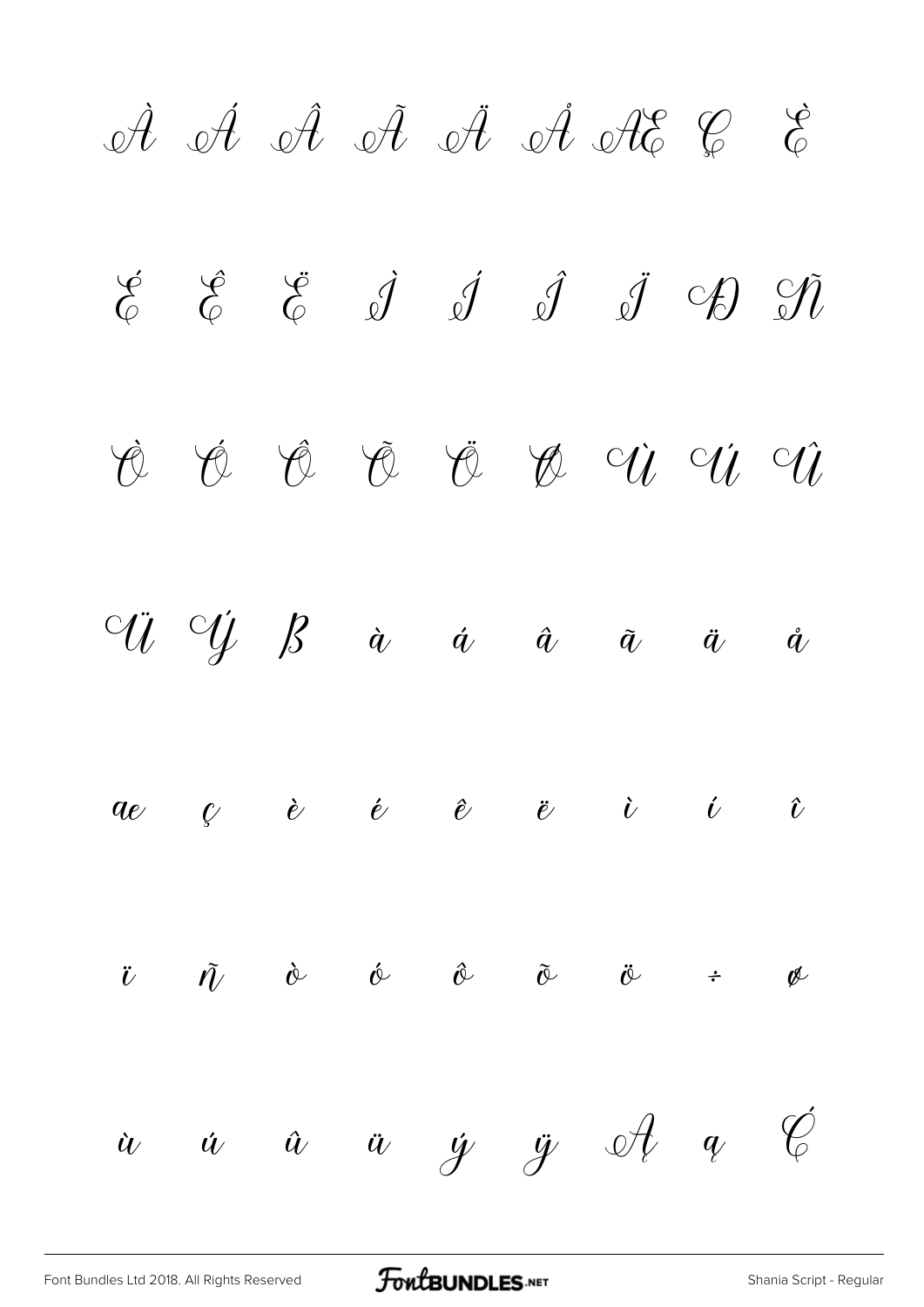À Á Â Ã Ä Å Æ Ç È

É Ê Ë Ì Í Î Ï Ð Ñ

Ò Ó Ô Õ Ö Ø Ù Ú Û

Ü Ý ß à á â ã ä å

æ ç è é ê ë ì í î

ï ñ ò ó ô õ ö ÷ ø

ù ú û ü ý ÿ Ą ą Ć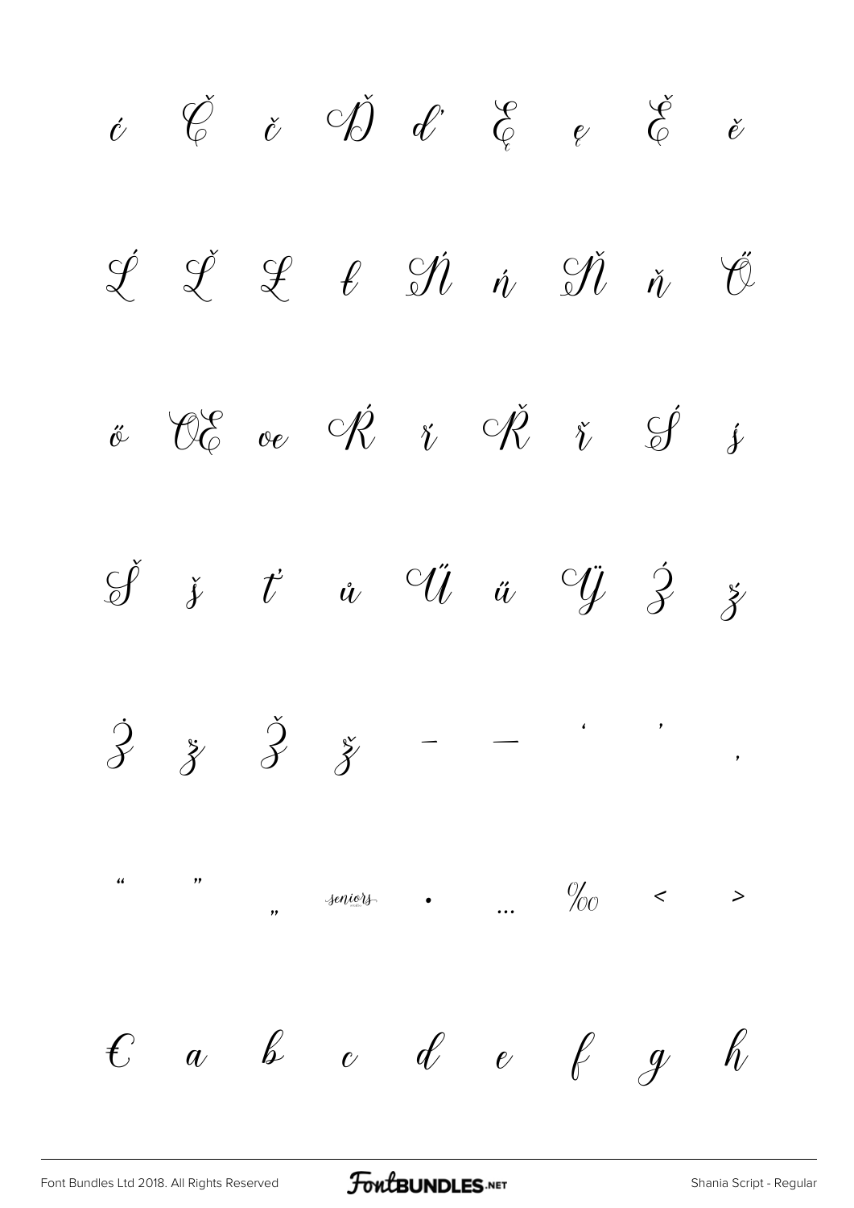ć Č č Ď ď Ę ę Ě ě

Ĺ Ľ Ł ł Ń ń Ň ň Ő

ő Œ œ Ŕ ŕ Ř ř Ś ś

Š š ť ů Ű ű Ÿ Ź ź

Ż ż Ž ž – — ‘ ’ ‚

“ ” „ seniors • … ‰ ‹ ›

€ a b c d e f g h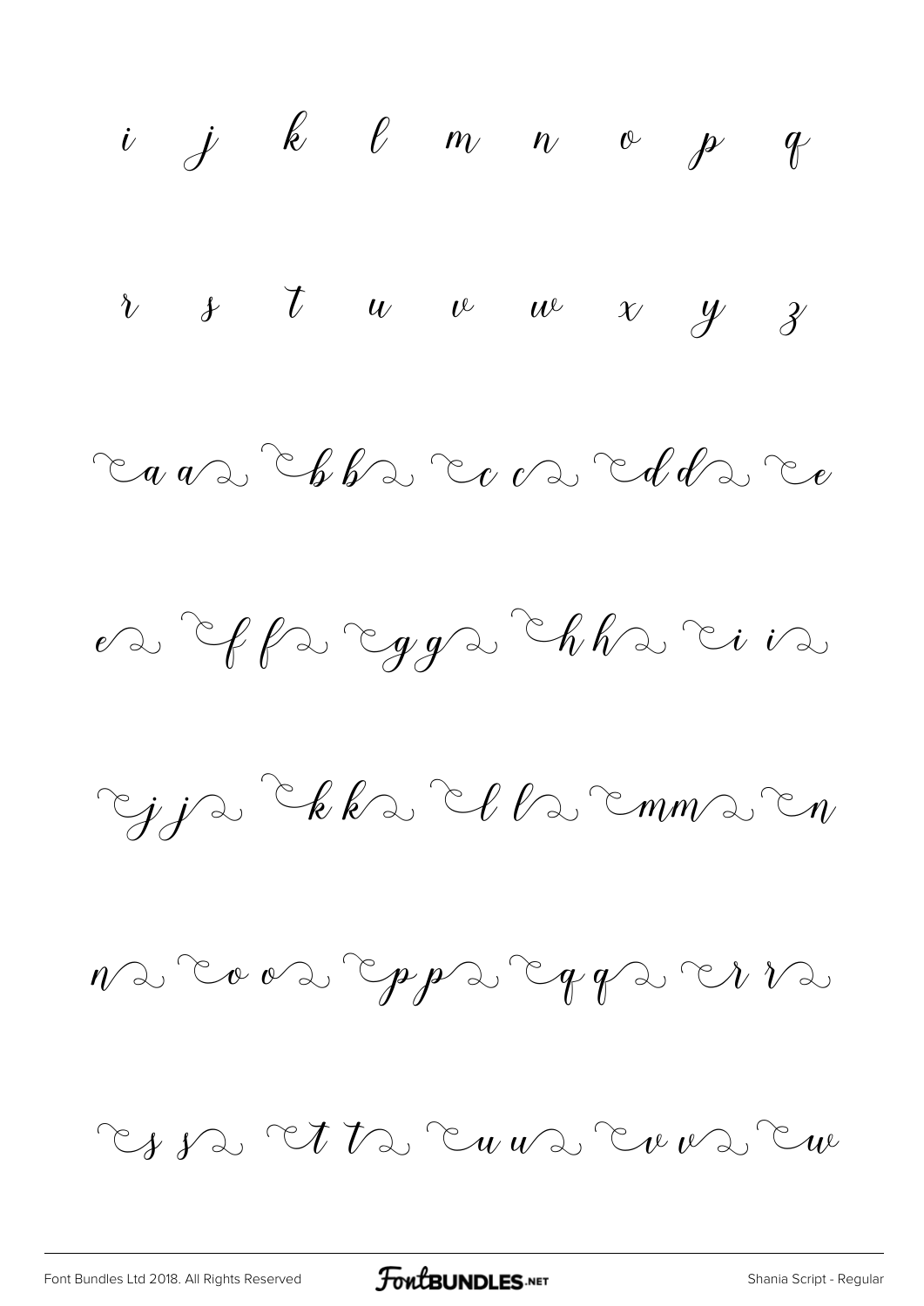i j k l m n o p q

r s t u v w x y z

a a b b c c d d e

e f f g g h h i i

j j k k l l m m n

n o o p p q q r r

s s t t u u v v w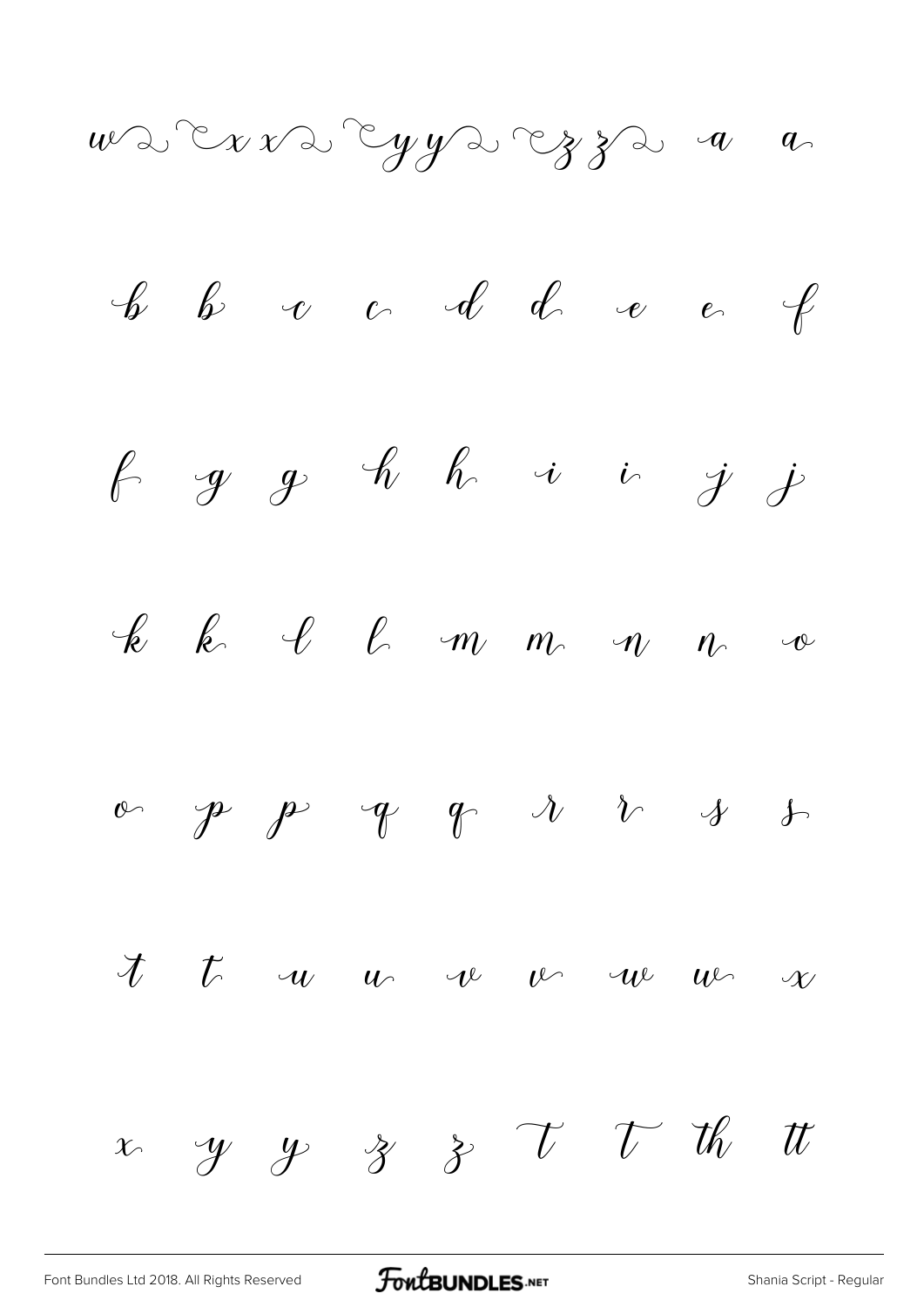w x x y y z z a a

b b c c d d e e f

f g g h h i i j j

k k l l m m n n o

o p p q q r r s s

t t u u v v w w x

x y y z z T T th tt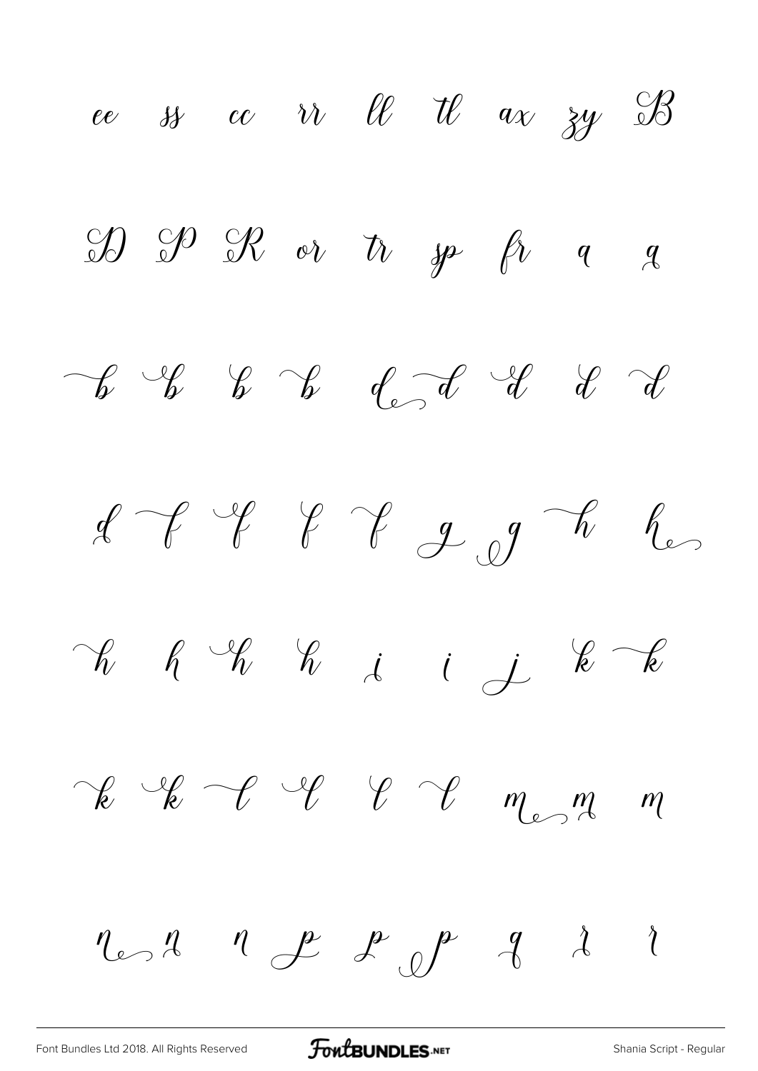ee ss cc rr ll tl ax zy B

D P R or tr sp fr q q

b b b b d d d d d

d f f f f g g h h

h h h h i i j k k

k k l l l l m m m

n n n p p p q r r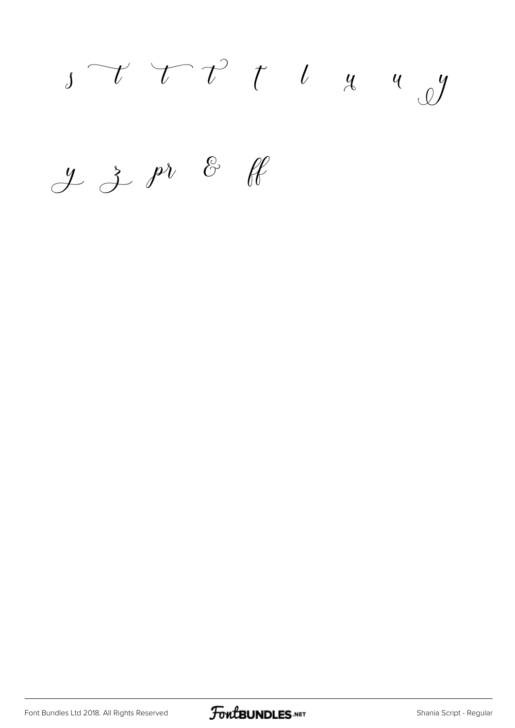s t t t t l y y y

y z pr & ff